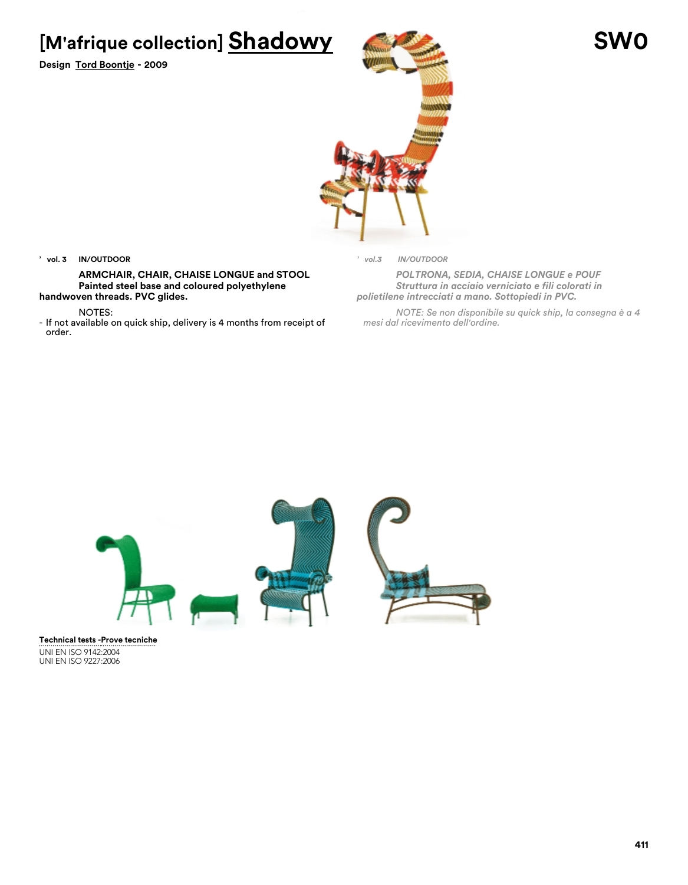# [M'afrique collection] Shadowy

**SW0**

**Design Tord Boontje - 2009**

' **vol. 3** **IN/OUTDOOR**

**ARMCHAIR, CHAIR, CHAISE LONGUE and STOOL**
**Painted steel base and coloured polyethylene handwoven threads. PVC glides.**

NOTES:

- If not available on quick ship, delivery is 4 months from receipt of order.

' *vol.3* *IN/OUTDOOR*

***POLTRONA, SEDIA, CHAISE LONGUE e POUF***
***Struttura in acciaio verniciato e fili colorati in polietilene intrecciati a mano. Sottopiedi in PVC.***

*NOTE: Se non disponibile su quick ship, la consegna è a 4 mesi dal ricevimento dell'ordine.*

**Technical tests -Prove tecniche**

UNI EN ISO 9142:2004
UNI EN ISO 9227:2006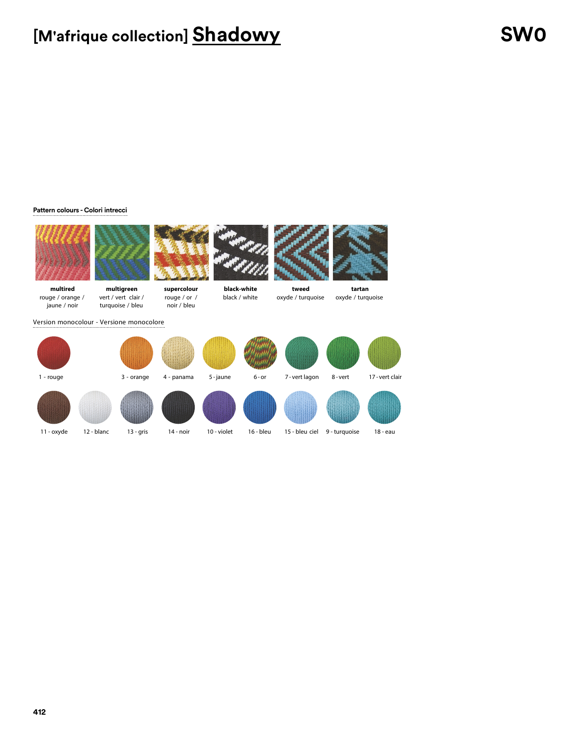# [M'afrique collection] Shadowy

**SW0**

**Pattern colours - Colori intrecci**

**multired**
rouge / orange / jaune / noir

**multigreen**
vert / vert clair / turquoise / bleu

**supercolour**
rouge / or / noir / bleu

**black-white**
black / white

**tweed**
oxyde / turquoise

**tartan**
oxyde / turquoise

Version monocolour - Versione monocolore

1 - rouge

3 - orange

4 - panama

5 - jaune

6 - or

7 - vert lagon

8 - vert

17 - vert clair

11 - oxyde

12 - blanc

13 - gris

14 - noir

10 - violet

16 - bleu

15 - bleu ciel

9 - turquoise

18 - eau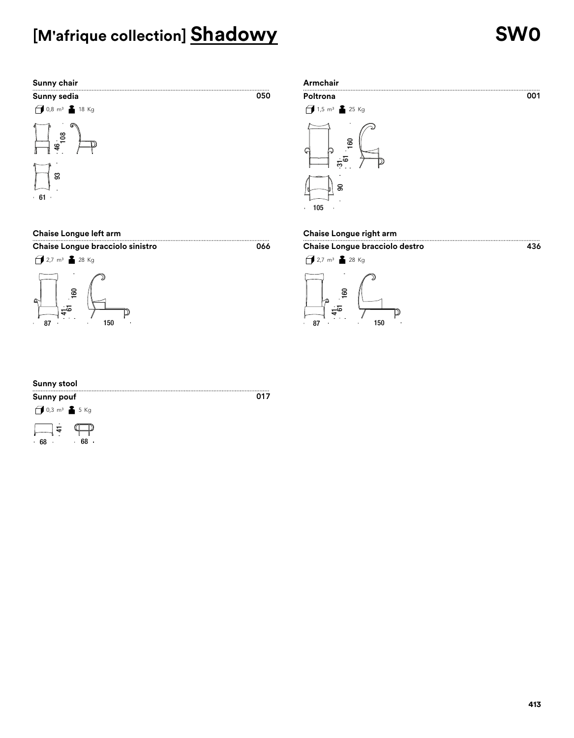# [M'afrique collection] Shadowy

## SW0

**Sunny chair**

**Sunny sedia** 050

0,8 m³ 18 Kg

108
46
93
61

**Armchair**

**Poltrona** 001

1,5 m³ 25 Kg

160
31
61
90
105

**Chaise Longue left arm**

**Chaise Longue bracciolo sinistro** 066

2,7 m³ 28 Kg

160
41
61
87
150

**Chaise Longue right arm**

**Chaise Longue bracciolo destro** 436

2,7 m³ 28 Kg

160
41
61
87
150

**Sunny stool**

**Sunny pouf** 017

0,3 m³ 5 Kg

41
68
68